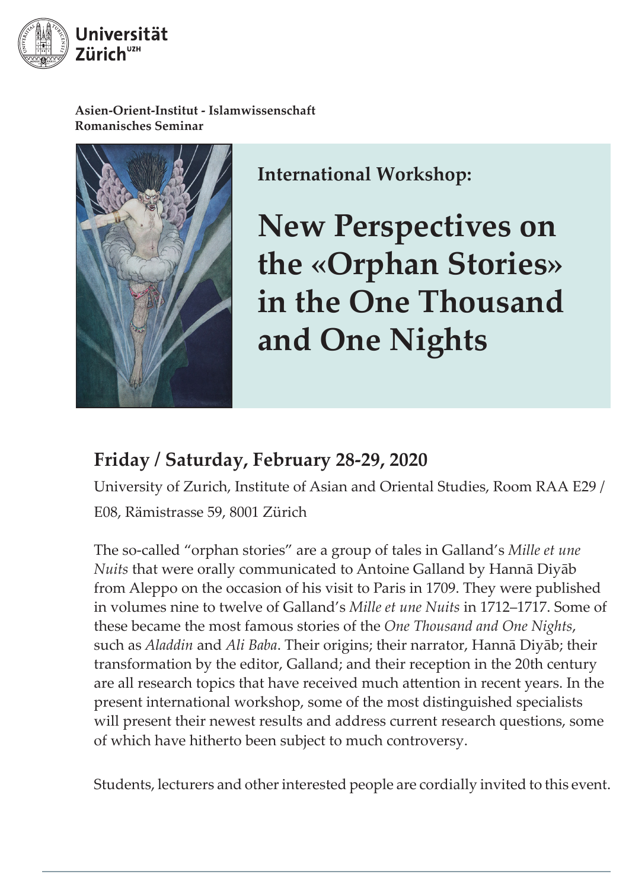Universität Zürich[UZH]

**Asien-Orient-Institut - Islamwissenschaft**
**Romanisches Seminar**

**International Workshop:**

# New Perspectives on the «Orphan Stories» in the One Thousand and One Nights

## Friday / Saturday, February 28-29, 2020

University of Zurich, Institute of Asian and Oriental Studies, Room RAA E29 / E08, Rämistrasse 59, 8001 Zürich

The so-called "orphan stories" are a group of tales in Galland's *Mille et une Nuits* that were orally communicated to Antoine Galland by Hannā Diyāb from Aleppo on the occasion of his visit to Paris in 1709. They were published in volumes nine to twelve of Galland's *Mille et une Nuits* in 1712–1717. Some of these became the most famous stories of the *One Thousand and One Nights*, such as *Aladdin* and *Ali Baba*. Their origins; their narrator, Hannā Diyāb; their transformation by the editor, Galland; and their reception in the 20th century are all research topics that have received much attention in recent years. In the present international workshop, some of the most distinguished specialists will present their newest results and address current research questions, some of which have hitherto been subject to much controversy.

Students, lecturers and other interested people are cordially invited to this event.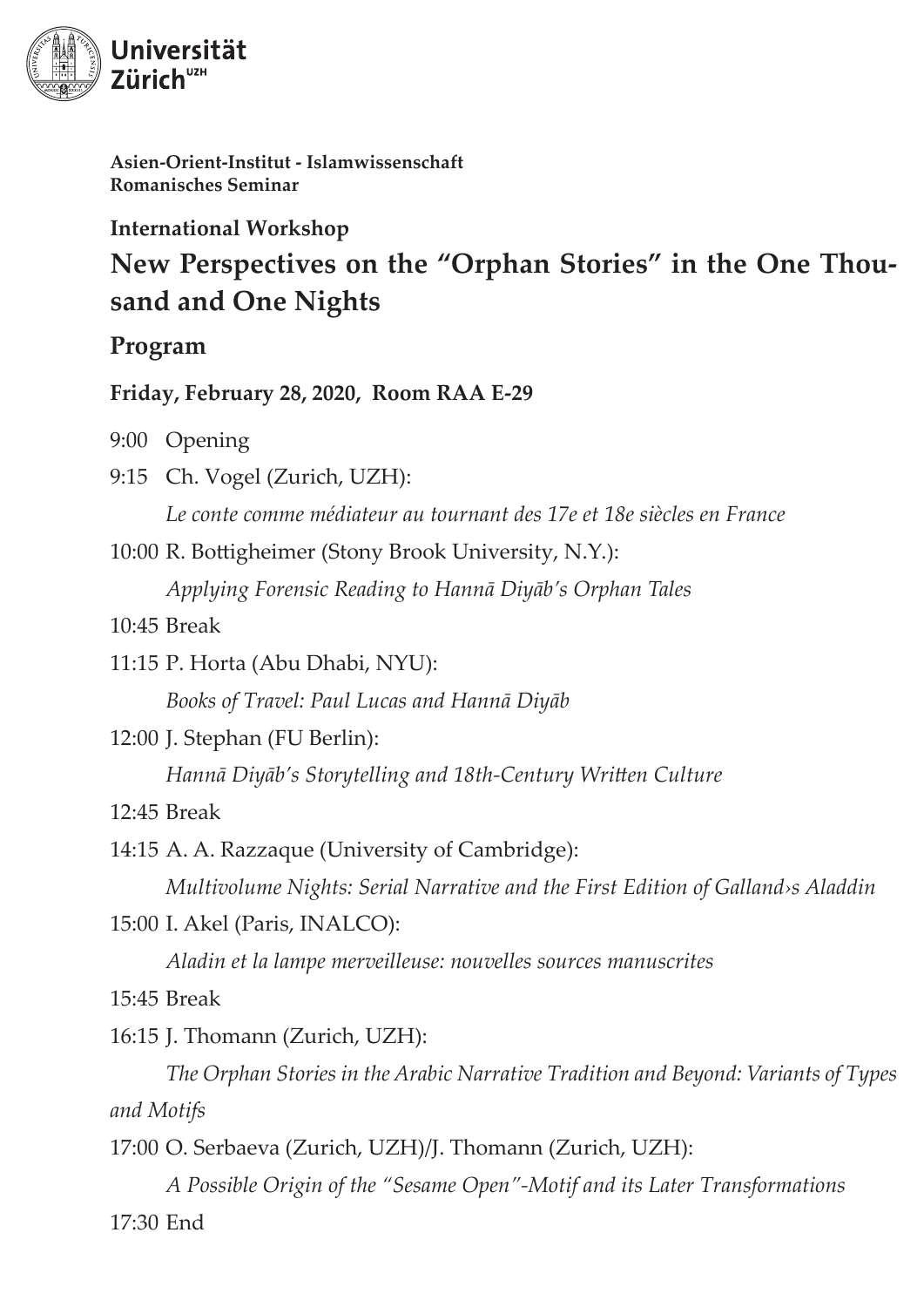**Asien-Orient-Institut - Islamwissenschaft**
**Romanisches Seminar**

**International Workshop**

# New Perspectives on the "Orphan Stories" in the One Thousand and One Nights

## Program

**Friday, February 28, 2020, Room RAA E-29**

9:00 Opening

9:15 Ch. Vogel (Zurich, UZH):
*Le conte comme médiateur au tournant des 17e et 18e siècles en France*

10:00 R. Bottigheimer (Stony Brook University, N.Y.):
*Applying Forensic Reading to Hannā Diyāb's Orphan Tales*

10:45 Break

11:15 P. Horta (Abu Dhabi, NYU):
*Books of Travel: Paul Lucas and Hannā Diyāb*

12:00 J. Stephan (FU Berlin):
*Hannā Diyāb's Storytelling and 18th-Century Written Culture*

12:45 Break

14:15 A. A. Razzaque (University of Cambridge):
*Multivolume Nights: Serial Narrative and the First Edition of Galland›s Aladdin*

15:00 I. Akel (Paris, INALCO):
*Aladin et la lampe merveilleuse: nouvelles sources manuscrites*

15:45 Break

16:15 J. Thomann (Zurich, UZH):
*The Orphan Stories in the Arabic Narrative Tradition and Beyond: Variants of Types and Motifs*

17:00 O. Serbaeva (Zurich, UZH)/J. Thomann (Zurich, UZH):
*A Possible Origin of the "Sesame Open"-Motif and its Later Transformations*

17:30 End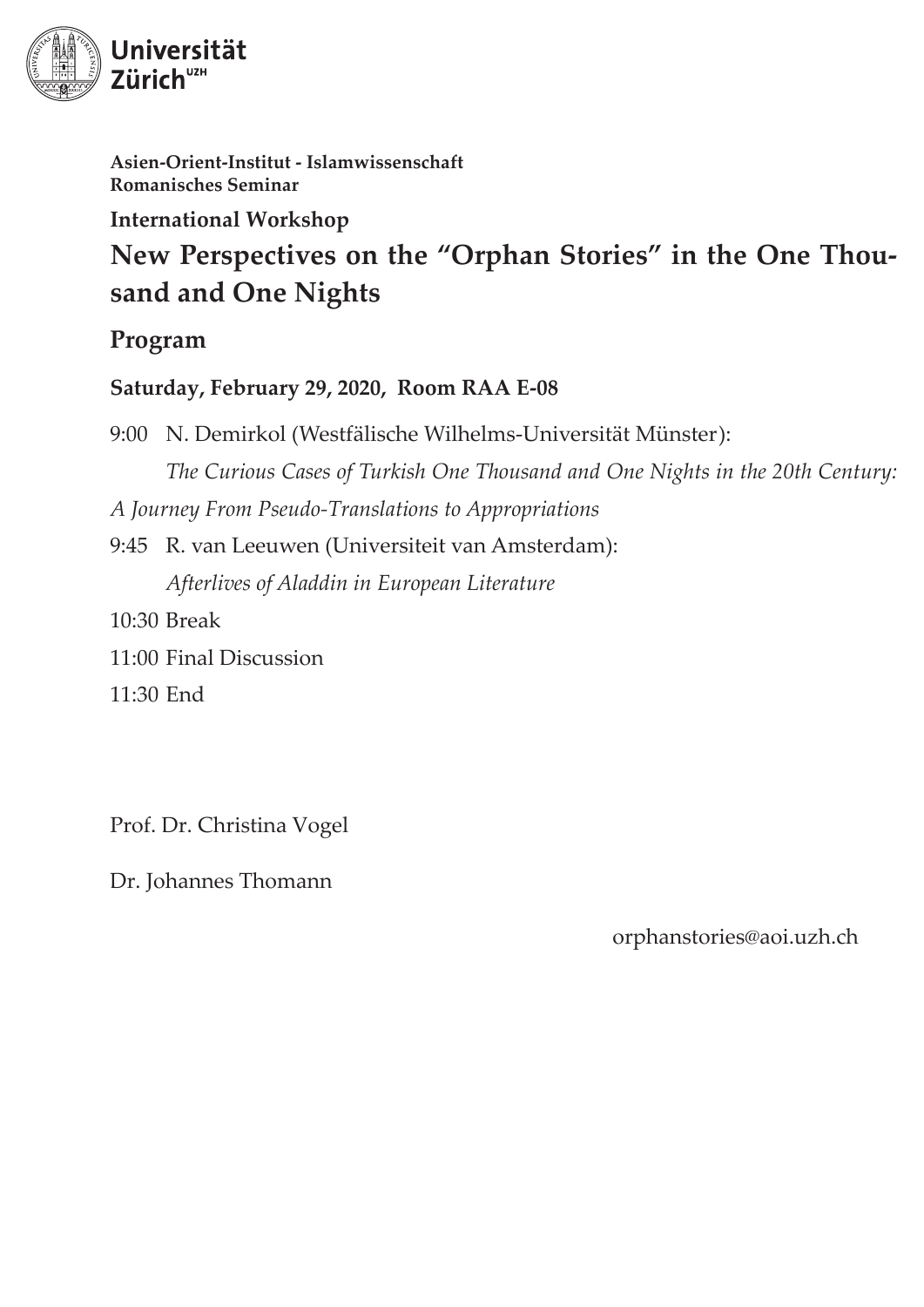Universität Zürich[UZH]

**Asien-Orient-Institut - Islamwissenschaft**
**Romanisches Seminar**

**International Workshop**

# New Perspectives on the "Orphan Stories" in the One Thousand and One Nights

## Program

### Saturday, February 29, 2020, Room RAA E-08

9:00 N. Demirkol (Westfälische Wilhelms-Universität Münster):
*The Curious Cases of Turkish One Thousand and One Nights in the 20th Century: A Journey From Pseudo-Translations to Appropriations*

9:45 R. van Leeuwen (Universiteit van Amsterdam):
*Afterlives of Aladdin in European Literature*

10:30 Break

11:00 Final Discussion

11:30 End

Prof. Dr. Christina Vogel

Dr. Johannes Thomann

orphanstories@aoi.uzh.ch